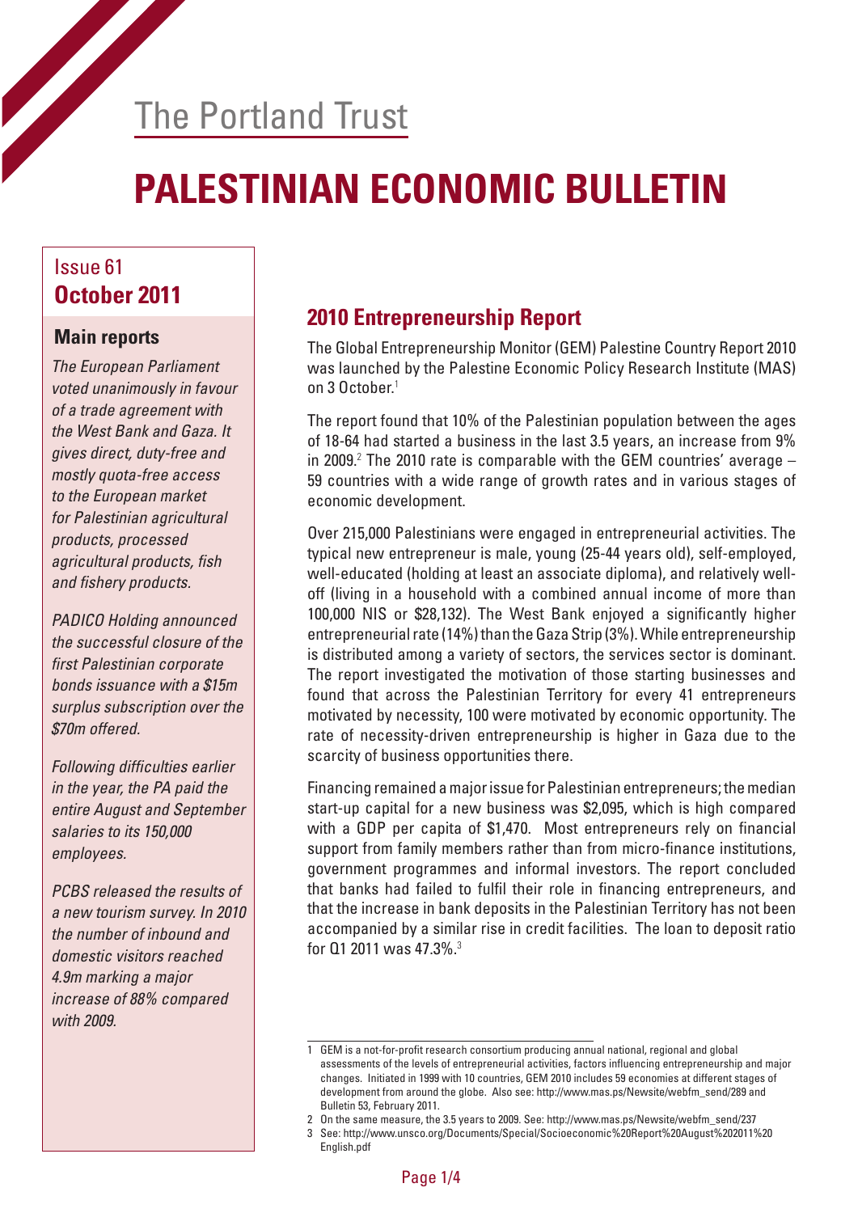The Portland Trust

# PALESTINIAN ECONOMIC BULLETIN

Issue 61
**October 2011**

### Main reports

*The European Parliament voted unanimously in favour of a trade agreement with the West Bank and Gaza. It gives direct, duty-free and mostly quota-free access to the European market for Palestinian agricultural products, processed agricultural products, fish and fishery products.*

*PADICO Holding announced the successful closure of the first Palestinian corporate bonds issuance with a $15m surplus subscription over the $70m offered.*

*Following difficulties earlier in the year, the PA paid the entire August and September salaries to its 150,000 employees.*

*PCBS released the results of a new tourism survey. In 2010 the number of inbound and domestic visitors reached 4.9m marking a major increase of 88% compared with 2009.*

## 2010 Entrepreneurship Report

The Global Entrepreneurship Monitor (GEM) Palestine Country Report 2010 was launched by the Palestine Economic Policy Research Institute (MAS) on 3 October.[1]

The report found that 10% of the Palestinian population between the ages of 18-64 had started a business in the last 3.5 years, an increase from 9% in 2009.[2] The 2010 rate is comparable with the GEM countries' average – 59 countries with a wide range of growth rates and in various stages of economic development.

Over 215,000 Palestinians were engaged in entrepreneurial activities. The typical new entrepreneur is male, young (25-44 years old), self-employed, well-educated (holding at least an associate diploma), and relatively well-off (living in a household with a combined annual income of more than 100,000 NIS or $28,132). The West Bank enjoyed a significantly higher entrepreneurial rate (14%) than the Gaza Strip (3%). While entrepreneurship is distributed among a variety of sectors, the services sector is dominant. The report investigated the motivation of those starting businesses and found that across the Palestinian Territory for every 41 entrepreneurs motivated by necessity, 100 were motivated by economic opportunity. The rate of necessity-driven entrepreneurship is higher in Gaza due to the scarcity of business opportunities there.

Financing remained a major issue for Palestinian entrepreneurs; the median start-up capital for a new business was $2,095, which is high compared with a GDP per capita of $1,470. Most entrepreneurs rely on financial support from family members rather than from micro-finance institutions, government programmes and informal investors. The report concluded that banks had failed to fulfil their role in financing entrepreneurs, and that the increase in bank deposits in the Palestinian Territory has not been accompanied by a similar rise in credit facilities. The loan to deposit ratio for Q1 2011 was 47.3%.[3]

---

1 GEM is a not-for-profit research consortium producing annual national, regional and global assessments of the levels of entrepreneurial activities, factors influencing entrepreneurship and major changes. Initiated in 1999 with 10 countries, GEM 2010 includes 59 economies at different stages of development from around the globe. Also see: http://www.mas.ps/Newsite/webfm_send/289 and Bulletin 53, February 2011.

2 On the same measure, the 3.5 years to 2009. See: http://www.mas.ps/Newsite/webfm_send/237

3 See: http://www.unsco.org/Documents/Special/Socioeconomic%20Report%20August%202011%20English.pdf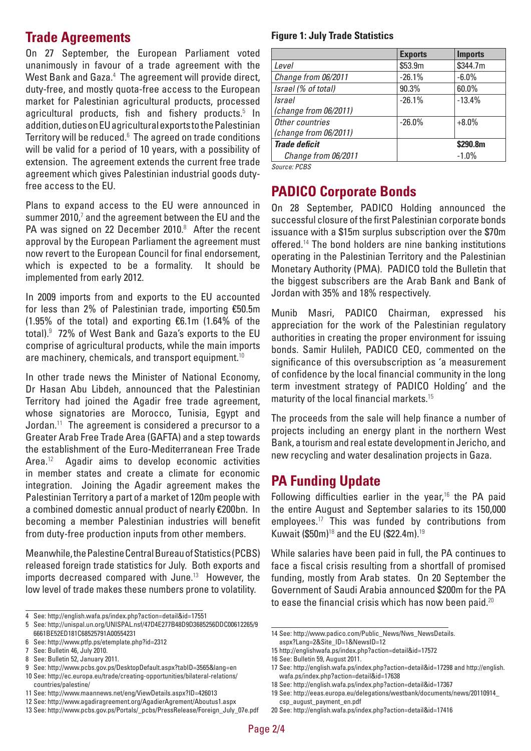## Trade Agreements

On 27 September, the European Parliament voted unanimously in favour of a trade agreement with the West Bank and Gaza.[4] The agreement will provide direct, duty-free, and mostly quota-free access to the European market for Palestinian agricultural products, processed agricultural products, fish and fishery products.[5] In addition, duties on EU agricultural exports to the Palestinian Territory will be reduced.[6] The agreed on trade conditions will be valid for a period of 10 years, with a possibility of extension. The agreement extends the current free trade agreement which gives Palestinian industrial goods duty-free access to the EU.

Plans to expand access to the EU were announced in summer 2010,[7] and the agreement between the EU and the PA was signed on 22 December 2010.[8] After the recent approval by the European Parliament the agreement must now revert to the European Council for final endorsement, which is expected to be a formality. It should be implemented from early 2012.

In 2009 imports from and exports to the EU accounted for less than 2% of Palestinian trade, importing €50.5m (1.95% of the total) and exporting €6.1m (1.64% of the total).[9] 72% of West Bank and Gaza's exports to the EU comprise of agricultural products, while the main imports are machinery, chemicals, and transport equipment.[10]

In other trade news the Minister of National Economy, Dr Hasan Abu Libdeh, announced that the Palestinian Territory had joined the Agadir free trade agreement, whose signatories are Morocco, Tunisia, Egypt and Jordan.[11] The agreement is considered a precursor to a Greater Arab Free Trade Area (GAFTA) and a step towards the establishment of the Euro-Mediterranean Free Trade Area.[12] Agadir aims to develop economic activities in member states and create a climate for economic integration. Joining the Agadir agreement makes the Palestinian Territory a part of a market of 120m people with a combined domestic annual product of nearly €200bn. In becoming a member Palestinian industries will benefit from duty-free production inputs from other members.

Meanwhile, the Palestine Central Bureau of Statistics (PCBS) released foreign trade statistics for July. Both exports and imports decreased compared with June.[13] However, the low level of trade makes these numbers prone to volatility.

**Figure 1: July Trade Statistics**

| | Exports | Imports |
|---|---|---|
| *Level* | $53.9m | $344.7m |
| *Change from 06/2011* | -26.1% | -6.0% |
| *Israel (% of total)* | 90.3% | 60.0% |
| *Israel (change from 06/2011)* | -26.1% | -13.4% |
| *Other countries (change from 06/2011)* | -26.0% | +8.0% |
| ***Trade deficit*** | | **$290.8m** |
| *Change from 06/2011* | | -1.0% |

*Source: PCBS*

## PADICO Corporate Bonds

On 28 September, PADICO Holding announced the successful closure of the first Palestinian corporate bonds issuance with a $15m surplus subscription over the $70m offered.[14] The bond holders are nine banking institutions operating in the Palestinian Territory and the Palestinian Monetary Authority (PMA). PADICO told the Bulletin that the biggest subscribers are the Arab Bank and Bank of Jordan with 35% and 18% respectively.

Munib Masri, PADICO Chairman, expressed his appreciation for the work of the Palestinian regulatory authorities in creating the proper environment for issuing bonds. Samir Hulileh, PADICO CEO, commented on the significance of this oversubscription as 'a measurement of confidence by the local financial community in the long term investment strategy of PADICO Holding' and the maturity of the local financial markets.[15]

The proceeds from the sale will help finance a number of projects including an energy plant in the northern West Bank, a tourism and real estate development in Jericho, and new recycling and water desalination projects in Gaza.

## PA Funding Update

Following difficulties earlier in the year,[16] the PA paid the entire August and September salaries to its 150,000 employees.[17] This was funded by contributions from Kuwait ($50m)[18] and the EU ($22.4m).[19]

While salaries have been paid in full, the PA continues to face a fiscal crisis resulting from a shortfall of promised funding, mostly from Arab states. On 20 September the Government of Saudi Arabia announced $200m for the PA to ease the financial crisis which has now been paid.[20]

---

4 See: http://english.wafa.ps/index.php?action=detail&id=17551
5 See: http://unispal.un.org/UNISPAL.nsf/47D4E277B48D9D3685256DDC00612265/96661BE52ED181C68525791A00554231
6 See: http://www.ptfp.ps/etemplate.php?id=2312
7 See: Bulletin 46, July 2010.
8 See: Bulletin 52, January 2011.
9 See: http://www.pcbs.gov.ps/DesktopDefault.aspx?tabID=3565&lang=en
10 See: http://ec.europa.eu/trade/creating-opportunities/bilateral-relations/countries/palestine/
11 See: http://www.maannews.net/eng/ViewDetails.aspx?ID=426013
12 See: http://www.agadiragreement.org/AgadierAgrement/Aboutus1.aspx
13 See: http://www.pcbs.gov.ps/Portals/_pcbs/PressRelease/Foreign_July_07e.pdf
14 See: http://www.padico.com/Public_News/Nws_NewsDetails.aspx?Lang=2&Site_ID=1&NewsID=12
15 http://englishwafa.ps/index.php?action=detail&id=17572
16 See: Bulletin 59, August 2011.
17 See: http://english.wafa.ps/index.php?action=detail&id=17298 and http://english.wafa.ps/index.php?action=detail&id=17638
18 See: http://english.wafa.ps/index.php?action=detail&id=17367
19 See: http://eeas.europa.eu/delegations/westbank/documents/news/20110914_csp_august_payment_en.pdf
20 See: http://english.wafa.ps/index.php?action=detail&id=17416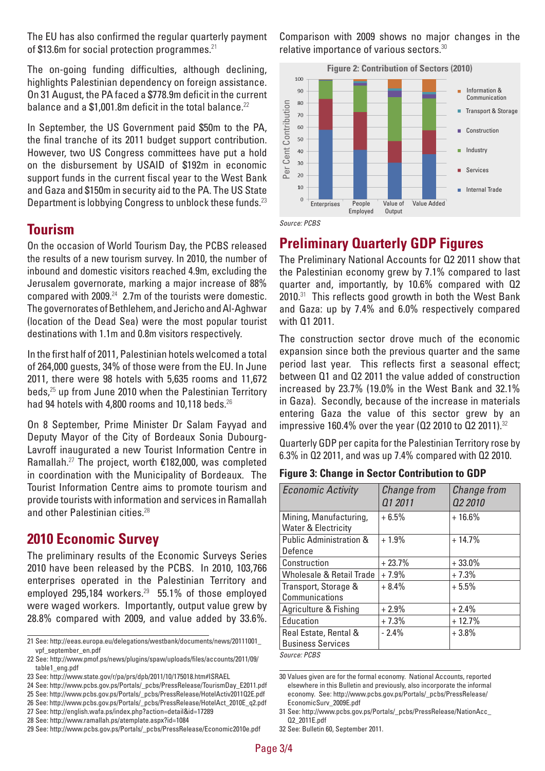The EU has also confirmed the regular quarterly payment of $13.6m for social protection programmes.[21]

The on-going funding difficulties, although declining, highlights Palestinian dependency on foreign assistance. On 31 August, the PA faced a $778.9m deficit in the current balance and a $1,001.8m deficit in the total balance.[22]

In September, the US Government paid $50m to the PA, the final tranche of its 2011 budget support contribution. However, two US Congress committees have put a hold on the disbursement by USAID of $192m in economic support funds in the current fiscal year to the West Bank and Gaza and $150m in security aid to the PA. The US State Department is lobbying Congress to unblock these funds.[23]

## Tourism

On the occasion of World Tourism Day, the PCBS released the results of a new tourism survey. In 2010, the number of inbound and domestic visitors reached 4.9m, excluding the Jerusalem governorate, marking a major increase of 88% compared with 2009.[24] 2.7m of the tourists were domestic. The governorates of Bethlehem, and Jericho and Al-Aghwar (location of the Dead Sea) were the most popular tourist destinations with 1.1m and 0.8m visitors respectively.

In the first half of 2011, Palestinian hotels welcomed a total of 264,000 guests, 34% of those were from the EU. In June 2011, there were 98 hotels with 5,635 rooms and 11,672 beds,[25] up from June 2010 when the Palestinian Territory had 94 hotels with 4,800 rooms and 10,118 beds.[26]

On 8 September, Prime Minister Dr Salam Fayyad and Deputy Mayor of the City of Bordeaux Sonia Dubourg-Lavroff inaugurated a new Tourist Information Centre in Ramallah.[27] The project, worth €182,000, was completed in coordination with the Municipality of Bordeaux. The Tourist Information Centre aims to promote tourism and provide tourists with information and services in Ramallah and other Palestinian cities.[28]

## 2010 Economic Survey

The preliminary results of the Economic Surveys Series 2010 have been released by the PCBS. In 2010, 103,766 enterprises operated in the Palestinian Territory and employed 295,184 workers.[29] 55.1% of those employed were waged workers. Importantly, output value grew by 28.8% compared with 2009, and value added by 33.6%. Comparison with 2009 shows no major changes in the relative importance of various sectors.[30]

**Figure 2: Contribution of Sectors (2010)**

| Per Cent Contribution | Enterprises | People Employed | Value of Output | Value Added |
|---|---|---|---|---|

Legend: Information & Communication; Transport & Storage; Construction; Industry; Services; Internal Trade

*Source: PCBS*

## Preliminary Quarterly GDP Figures

The Preliminary National Accounts for Q2 2011 show that the Palestinian economy grew by 7.1% compared to last quarter and, importantly, by 10.6% compared with Q2 2010.[31] This reflects good growth in both the West Bank and Gaza: up by 7.4% and 6.0% respectively compared with Q1 2011.

The construction sector drove much of the economic expansion since both the previous quarter and the same period last year. This reflects first a seasonal effect; between Q1 and Q2 2011 the value added of construction increased by 23.7% (19.0% in the West Bank and 32.1% in Gaza). Secondly, because of the increase in materials entering Gaza the value of this sector grew by an impressive 160.4% over the year (Q2 2010 to Q2 2011).[32]

Quarterly GDP per capita for the Palestinian Territory rose by 6.3% in Q2 2011, and was up 7.4% compared with Q2 2010.

**Figure 3: Change in Sector Contribution to GDP**

| *Economic Activity* | *Change from Q1 2011* | *Change from Q2 2010* |
|---|---|---|
| Mining, Manufacturing, Water & Electricity | + 6.5% | + 16.6% |
| Public Administration & Defence | + 1.9% | + 14.7% |
| Construction | + 23.7% | + 33.0% |
| Wholesale & Retail Trade | + 7.9% | + 7.3% |
| Transport, Storage & Communications | + 8.4% | + 5.5% |
| Agriculture & Fishing | + 2.9% | + 2.4% |
| Education | + 7.3% | + 12.7% |
| Real Estate, Rental & Business Services | - 2.4% | + 3.8% |

*Source: PCBS*

---

21 See: http://eeas.europa.eu/delegations/westbank/documents/news/20111001_vpf_september_en.pdf

22 See: http://www.pmof.ps/news/plugins/spaw/uploads/files/accounts/2011/09/table1_eng.pdf

23 See: http://www.state.gov/r/pa/prs/dpb/2011/10/175018.htm#ISRAEL

24 See: http://www.pcbs.gov.ps/Portals/_pcbs/PressRelease/TourismDay_E2011.pdf

25 See: http://www.pcbs.gov.ps/Portals/_pcbs/PressRelease/HotelActiv2011Q2E.pdf

26 See: http://www.pcbs.gov.ps/Portals/_pcbs/PressRelease/HotelAct_2010E_q2.pdf

27 See: http://english.wafa.ps/index.php?action=detail&id=17289

28 See: http://www.ramallah.ps/atemplate.aspx?id=1084

29 See: http://www.pcbs.gov.ps/Portals/_pcbs/PressRelease/Economic2010e.pdf

30 Values given are for the formal economy. National Accounts, reported elsewhere in this Bulletin and previously, also incorporate the informal economy. See: http://www.pcbs.gov.ps/Portals/_pcbs/PressRelease/EconomicSurv_2009E.pdf

31 See: http://www.pcbs.gov.ps/Portals/_pcbs/PressRelease/NationAcc_Q2_2011E.pdf

32 See: Bulletin 60, September 2011.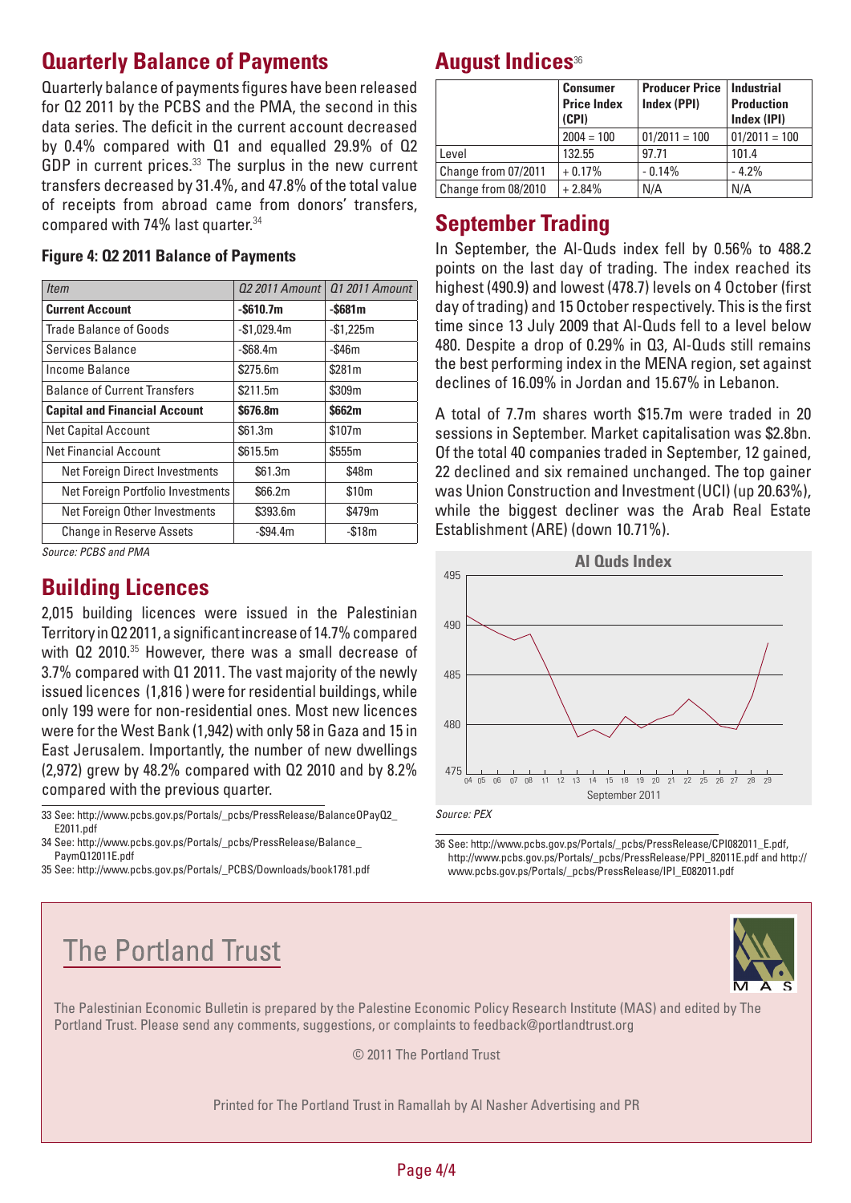## Quarterly Balance of Payments

Quarterly balance of payments figures have been released for Q2 2011 by the PCBS and the PMA, the second in this data series. The deficit in the current account decreased by 0.4% compared with Q1 and equalled 29.9% of Q2 GDP in current prices.[33] The surplus in the new current transfers decreased by 31.4%, and 47.8% of the total value of receipts from abroad came from donors' transfers, compared with 74% last quarter.[34]

**Figure 4: Q2 2011 Balance of Payments**

| *Item* | *Q2 2011 Amount* | *Q1 2011 Amount* |
|---|---|---|
| **Current Account** | **-$610.7m** | **-$681m** |
| Trade Balance of Goods | -$1,029.4m | -$1,225m |
| Services Balance | -$68.4m | -$46m |
| Income Balance | $275.6m | $281m |
| Balance of Current Transfers | $211.5m | $309m |
| **Capital and Financial Account** | **$676.8m** | **$662m** |
| Net Capital Account | $61.3m | $107m |
| Net Financial Account | $615.5m | $555m |
| Net Foreign Direct Investments | $61.3m | $48m |
| Net Foreign Portfolio Investments | $66.2m | $10m |
| Net Foreign Other Investments | $393.6m | $479m |
| Change in Reserve Assets | -$94.4m | -$18m |

*Source: PCBS and PMA*

## Building Licences

2,015 building licences were issued in the Palestinian Territory in Q2 2011, a significant increase of 14.7% compared with Q2 2010.[35] However, there was a small decrease of 3.7% compared with Q1 2011. The vast majority of the newly issued licences (1,816 ) were for residential buildings, while only 199 were for non-residential ones. Most new licences were for the West Bank (1,942) with only 58 in Gaza and 15 in East Jerusalem. Importantly, the number of new dwellings (2,972) grew by 48.2% compared with Q2 2010 and by 8.2% compared with the previous quarter.

33 See: http://www.pcbs.gov.ps/Portals/_pcbs/PressRelease/BalanceOPayQ2_E2011.pdf

34 See: http://www.pcbs.gov.ps/Portals/_pcbs/PressRelease/Balance_PaymQ12011E.pdf

35 See: http://www.pcbs.gov.ps/Portals/_PCBS/Downloads/book1781.pdf

## August Indices[36]

| | Consumer Price Index (CPI) | Producer Price Index (PPI) | Industrial Production Index (IPI) |
|---|---|---|---|
| | 2004 = 100 | 01/2011 = 100 | 01/2011 = 100 |
| Level | 132.55 | 97.71 | 101.4 |
| Change from 07/2011 | + 0.17% | - 0.14% | - 4.2% |
| Change from 08/2010 | + 2.84% | N/A | N/A |

## September Trading

In September, the Al-Quds index fell by 0.56% to 488.2 points on the last day of trading. The index reached its highest (490.9) and lowest (478.7) levels on 4 October (first day of trading) and 15 October respectively. This is the first time since 13 July 2009 that Al-Quds fell to a level below 480. Despite a drop of 0.29% in Q3, Al-Quds still remains the best performing index in the MENA region, set against declines of 16.09% in Jordan and 15.67% in Lebanon.

A total of 7.7m shares worth $15.7m were traded in 20 sessions in September. Market capitalisation was $2.8bn. Of the total 40 companies traded in September, 12 gained, 22 declined and six remained unchanged. The top gainer was Union Construction and Investment (UCI) (up 20.63%), while the biggest decliner was the Arab Real Estate Establishment (ARE) (down 10.71%).

Al Quds Index

495
490
485
480
475

04 05 06 07 08 11 12 13 14 15 18 19 20 21 22 25 26 27 28 29

September 2011

*Source: PEX*

36 See: http://www.pcbs.gov.ps/Portals/_pcbs/PressRelease/CPI082011_E.pdf, http://www.pcbs.gov.ps/Portals/_pcbs/PressRelease/PPI_82011E.pdf and http://www.pcbs.gov.ps/Portals/_pcbs/PressRelease/IPI_E082011.pdf

The Portland Trust

MAS

The Palestinian Economic Bulletin is prepared by the Palestine Economic Policy Research Institute (MAS) and edited by The Portland Trust. Please send any comments, suggestions, or complaints to feedback@portlandtrust.org

© 2011 The Portland Trust

Printed for The Portland Trust in Ramallah by Al Nasher Advertising and PR